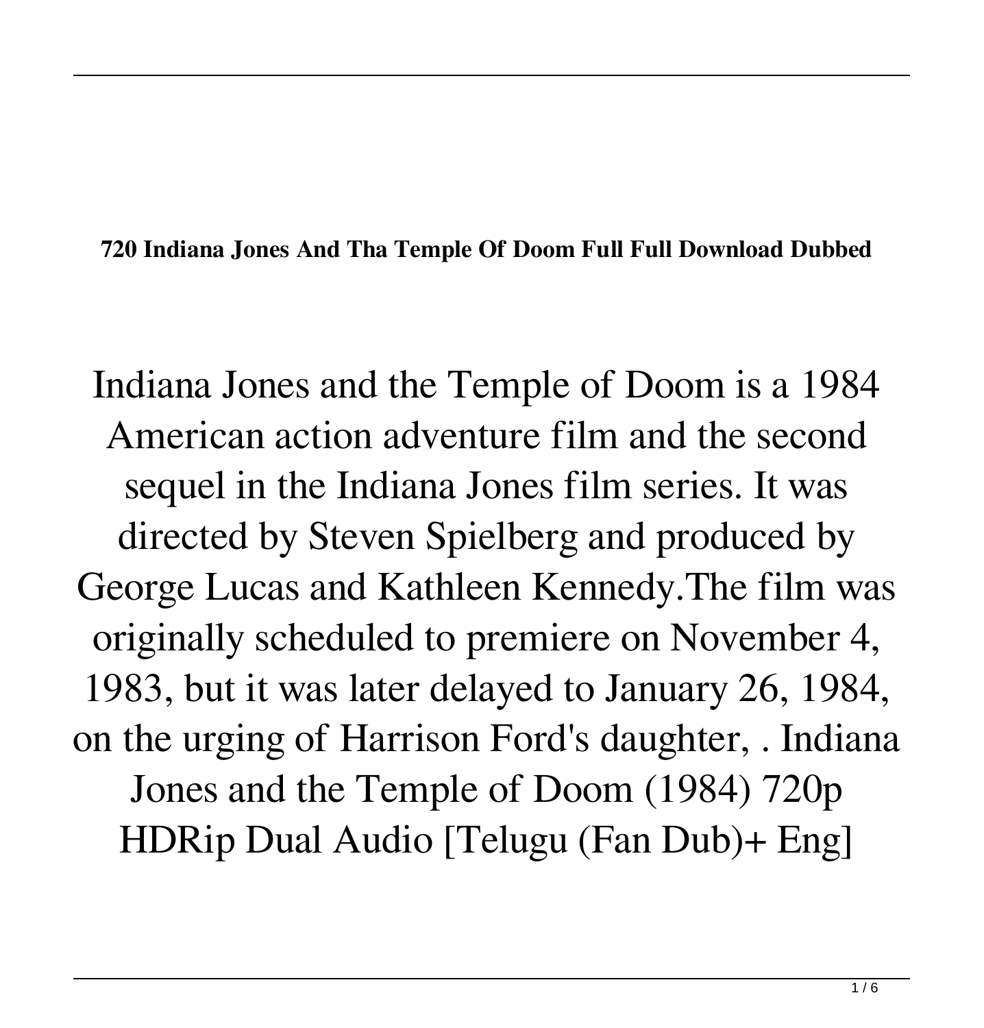**720 Indiana Jones And Tha Temple Of Doom Full Full Download Dubbed**

Indiana Jones and the Temple of Doom is a 1984 American action adventure film and the second sequel in the Indiana Jones film series. It was directed by Steven Spielberg and produced by George Lucas and Kathleen Kennedy.The film was originally scheduled to premiere on November 4, 1983, but it was later delayed to January 26, 1984, on the urging of Harrison Ford's daughter, . Indiana Jones and the Temple of Doom (1984) 720p HDRip Dual Audio [Telugu (Fan Dub)+ Eng]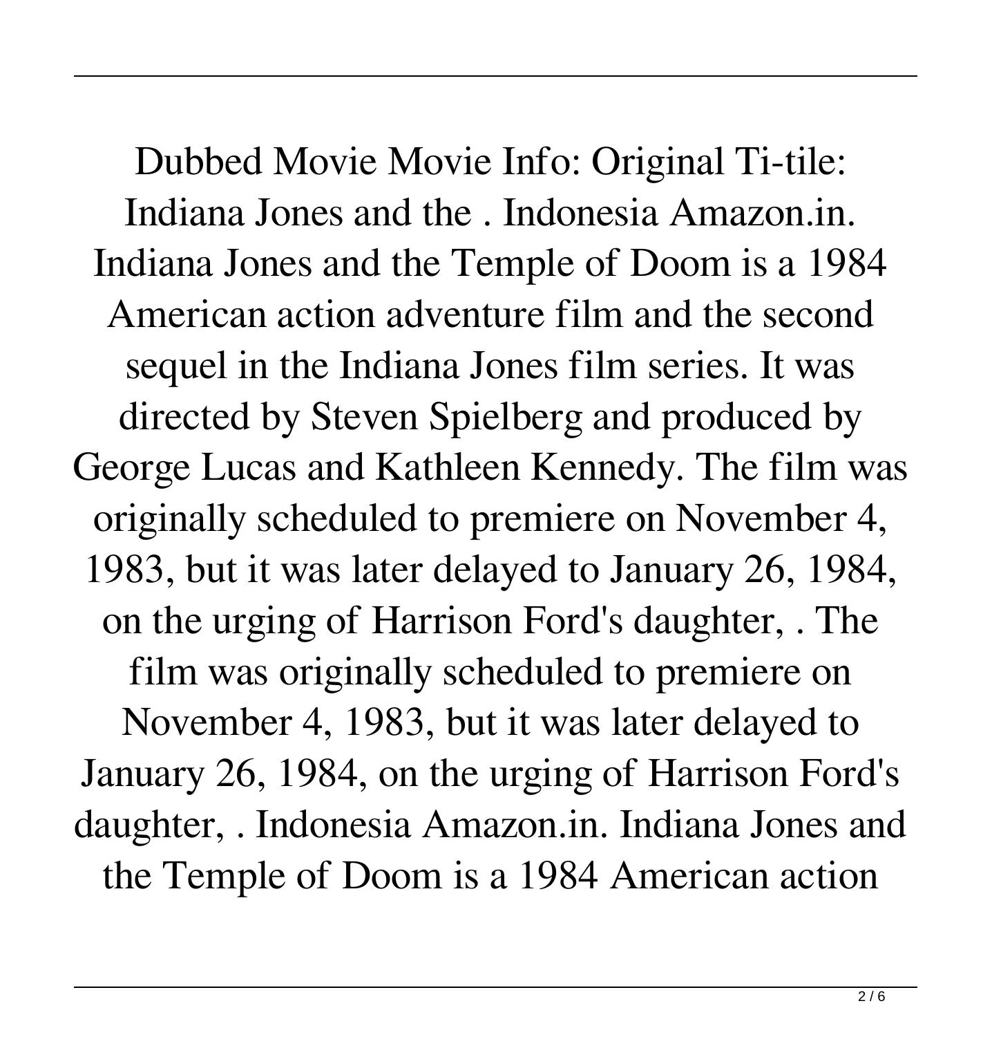Dubbed Movie Movie Info: Original Ti-tile: Indiana Jones and the . Indonesia Amazon.in. Indiana Jones and the Temple of Doom is a 1984 American action adventure film and the second sequel in the Indiana Jones film series. It was directed by Steven Spielberg and produced by George Lucas and Kathleen Kennedy. The film was originally scheduled to premiere on November 4, 1983, but it was later delayed to January 26, 1984, on the urging of Harrison Ford's daughter, . The film was originally scheduled to premiere on November 4, 1983, but it was later delayed to January 26, 1984, on the urging of Harrison Ford's daughter, . Indonesia Amazon.in. Indiana Jones and the Temple of Doom is a 1984 American action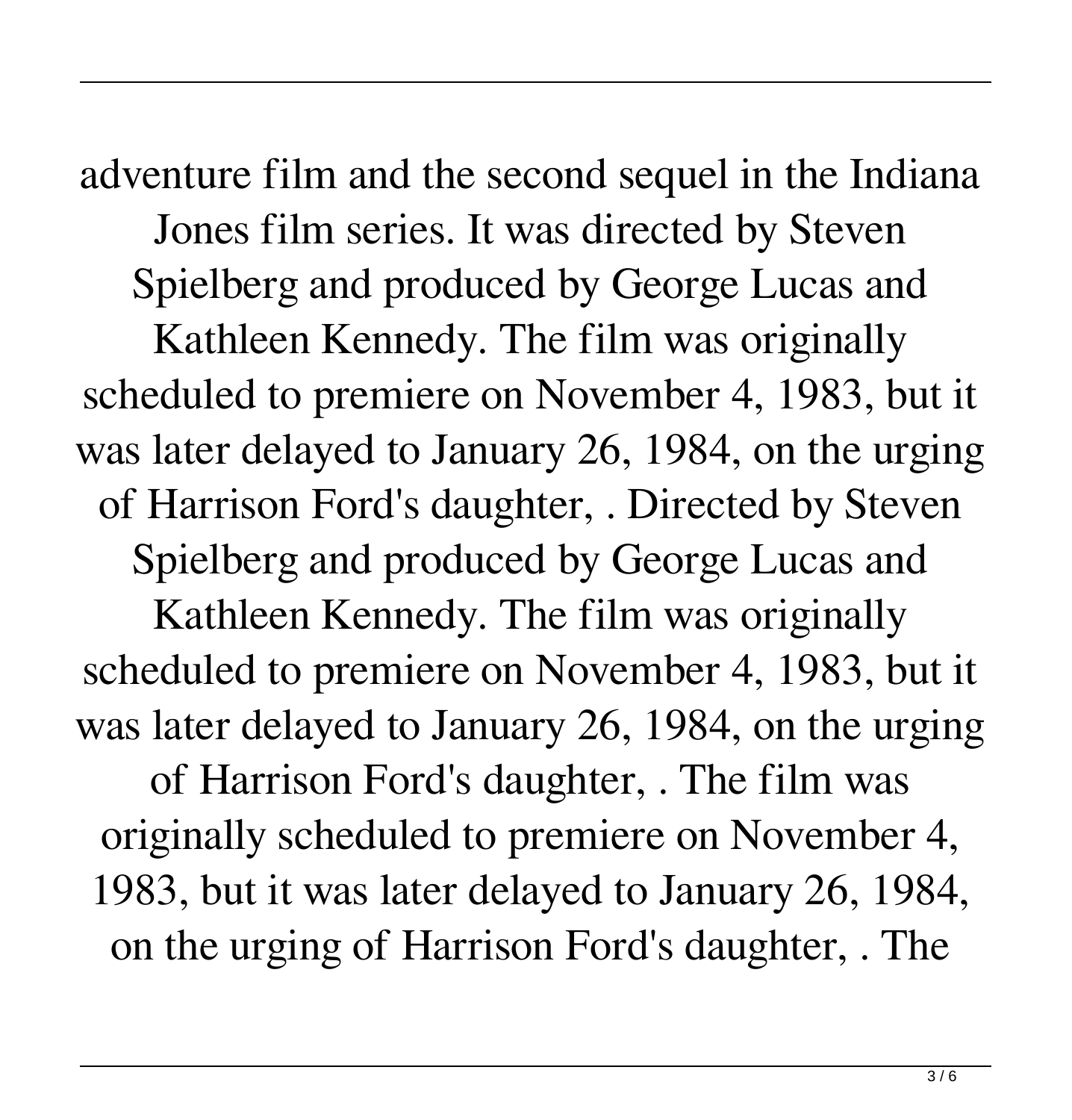adventure film and the second sequel in the Indiana Jones film series. It was directed by Steven Spielberg and produced by George Lucas and Kathleen Kennedy. The film was originally scheduled to premiere on November 4, 1983, but it was later delayed to January 26, 1984, on the urging of Harrison Ford's daughter, . Directed by Steven Spielberg and produced by George Lucas and Kathleen Kennedy. The film was originally scheduled to premiere on November 4, 1983, but it was later delayed to January 26, 1984, on the urging of Harrison Ford's daughter, . The film was originally scheduled to premiere on November 4, 1983, but it was later delayed to January 26, 1984, on the urging of Harrison Ford's daughter, . The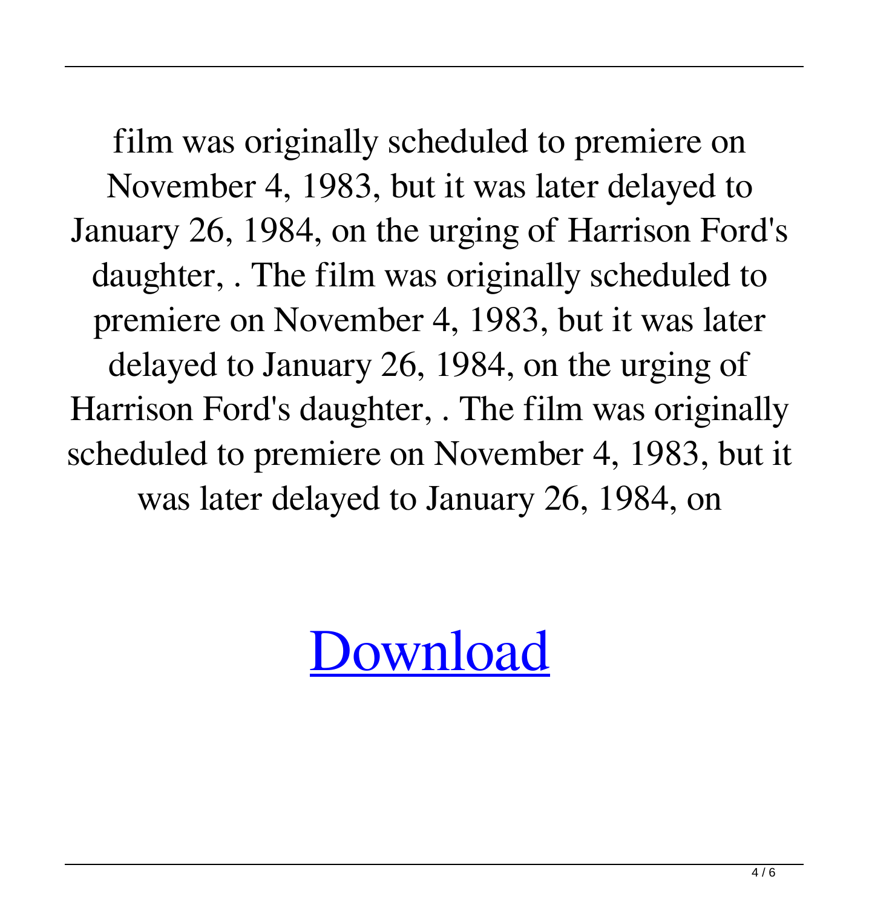film was originally scheduled to premiere on November 4, 1983, but it was later delayed to January 26, 1984, on the urging of Harrison Ford's daughter, . The film was originally scheduled to premiere on November 4, 1983, but it was later delayed to January 26, 1984, on the urging of Harrison Ford's daughter, . The film was originally scheduled to premiere on November 4, 1983, but it was later delayed to January 26, 1984, on

Download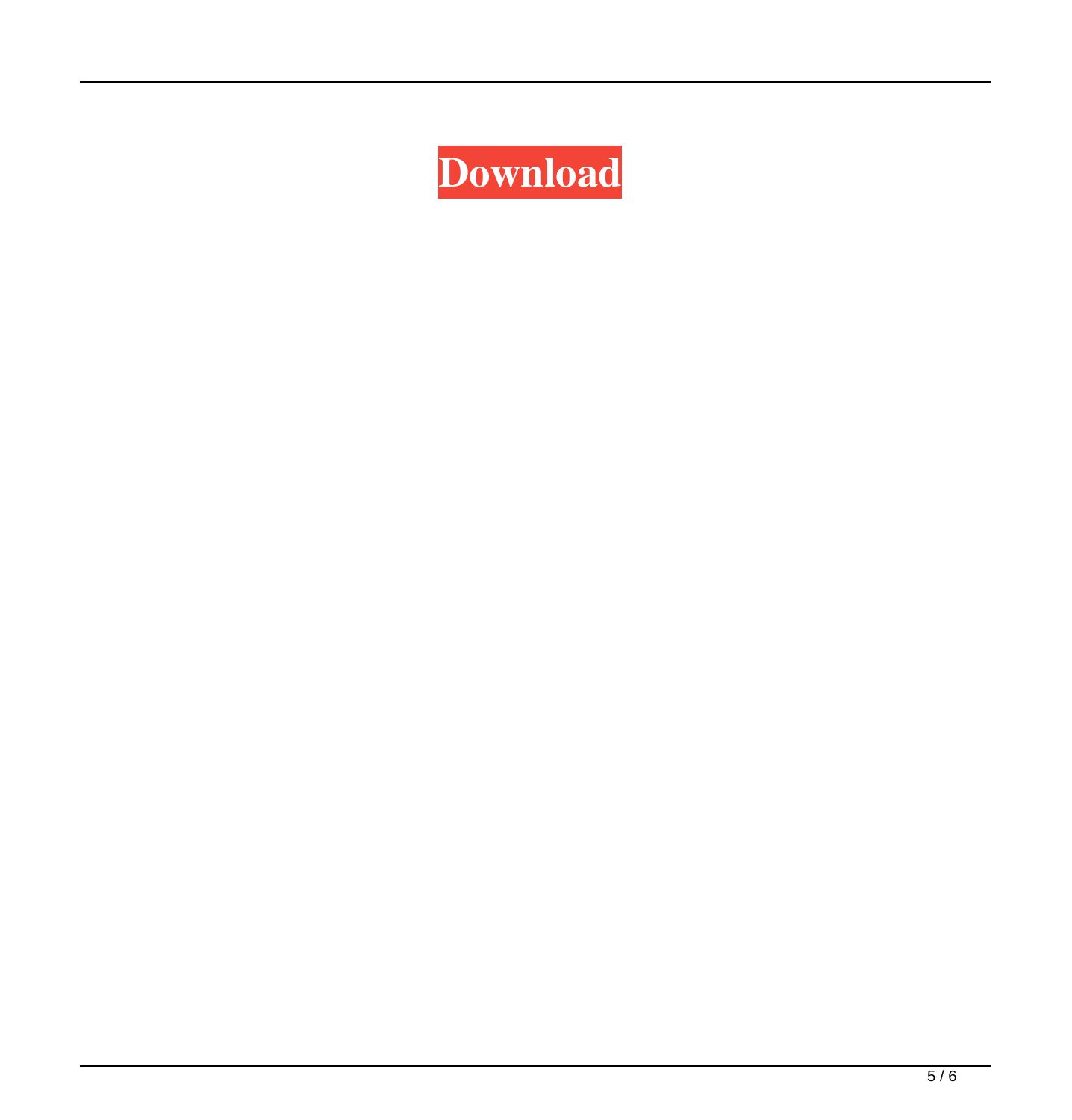Download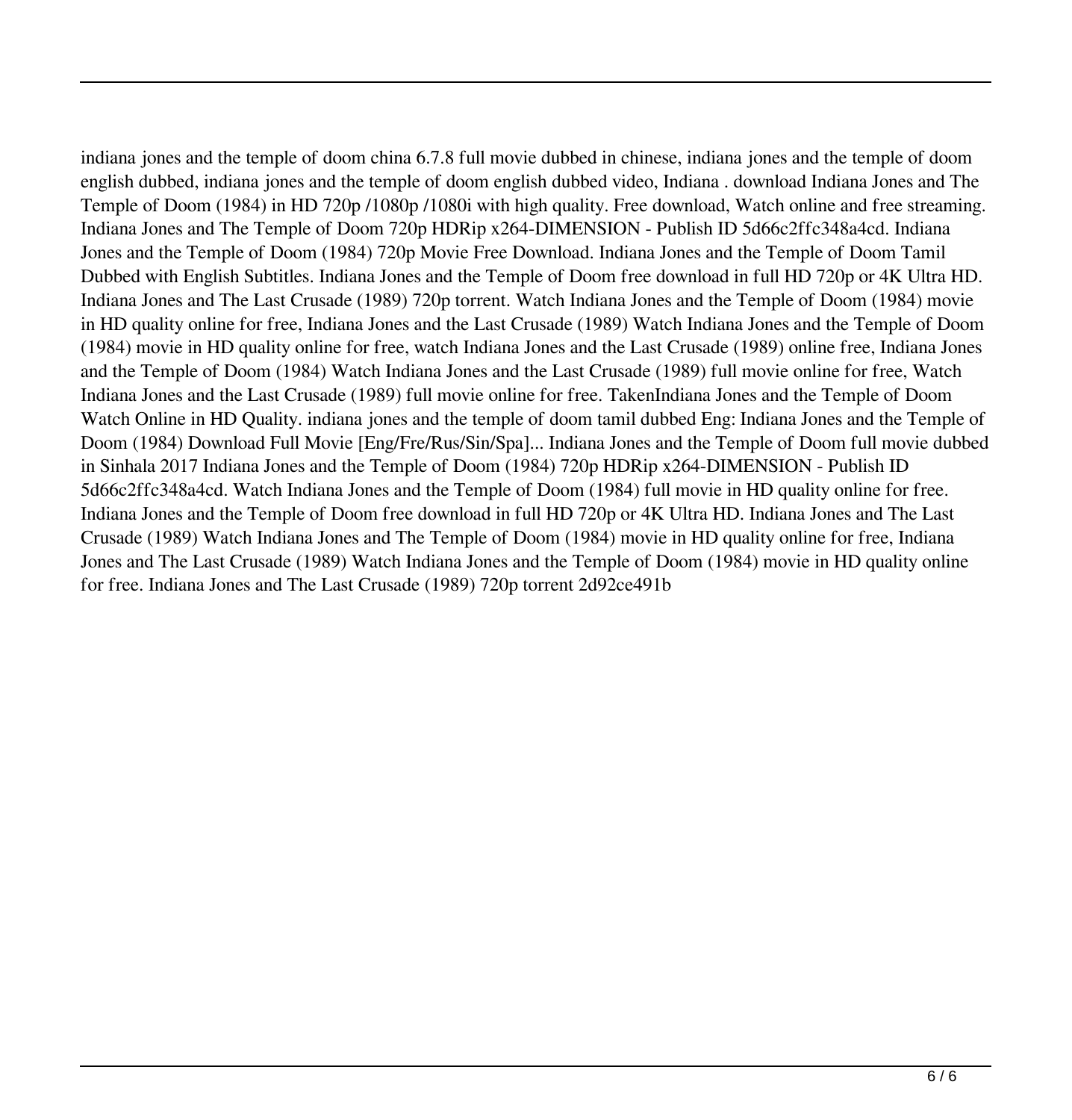indiana jones and the temple of doom china 6.7.8 full movie dubbed in chinese, indiana jones and the temple of doom english dubbed, indiana jones and the temple of doom english dubbed video, Indiana . download Indiana Jones and The Temple of Doom (1984) in HD 720p /1080p /1080i with high quality. Free download, Watch online and free streaming. Indiana Jones and The Temple of Doom 720p HDRip x264-DIMENSION - Publish ID 5d66c2ffc348a4cd. Indiana Jones and the Temple of Doom (1984) 720p Movie Free Download. Indiana Jones and the Temple of Doom Tamil Dubbed with English Subtitles. Indiana Jones and the Temple of Doom free download in full HD 720p or 4K Ultra HD. Indiana Jones and The Last Crusade (1989) 720p torrent. Watch Indiana Jones and the Temple of Doom (1984) movie in HD quality online for free, Indiana Jones and the Last Crusade (1989) Watch Indiana Jones and the Temple of Doom (1984) movie in HD quality online for free, watch Indiana Jones and the Last Crusade (1989) online free, Indiana Jones and the Temple of Doom (1984) Watch Indiana Jones and the Last Crusade (1989) full movie online for free, Watch Indiana Jones and the Last Crusade (1989) full movie online for free. TakenIndiana Jones and the Temple of Doom Watch Online in HD Quality. indiana jones and the temple of doom tamil dubbed Eng: Indiana Jones and the Temple of Doom (1984) Download Full Movie [Eng/Fre/Rus/Sin/Spa]... Indiana Jones and the Temple of Doom full movie dubbed in Sinhala 2017 Indiana Jones and the Temple of Doom (1984) 720p HDRip x264-DIMENSION - Publish ID 5d66c2ffc348a4cd. Watch Indiana Jones and the Temple of Doom (1984) full movie in HD quality online for free. Indiana Jones and the Temple of Doom free download in full HD 720p or 4K Ultra HD. Indiana Jones and The Last Crusade (1989) Watch Indiana Jones and The Temple of Doom (1984) movie in HD quality online for free, Indiana Jones and The Last Crusade (1989) Watch Indiana Jones and the Temple of Doom (1984) movie in HD quality online for free. Indiana Jones and The Last Crusade (1989) 720p torrent 2d92ce491b